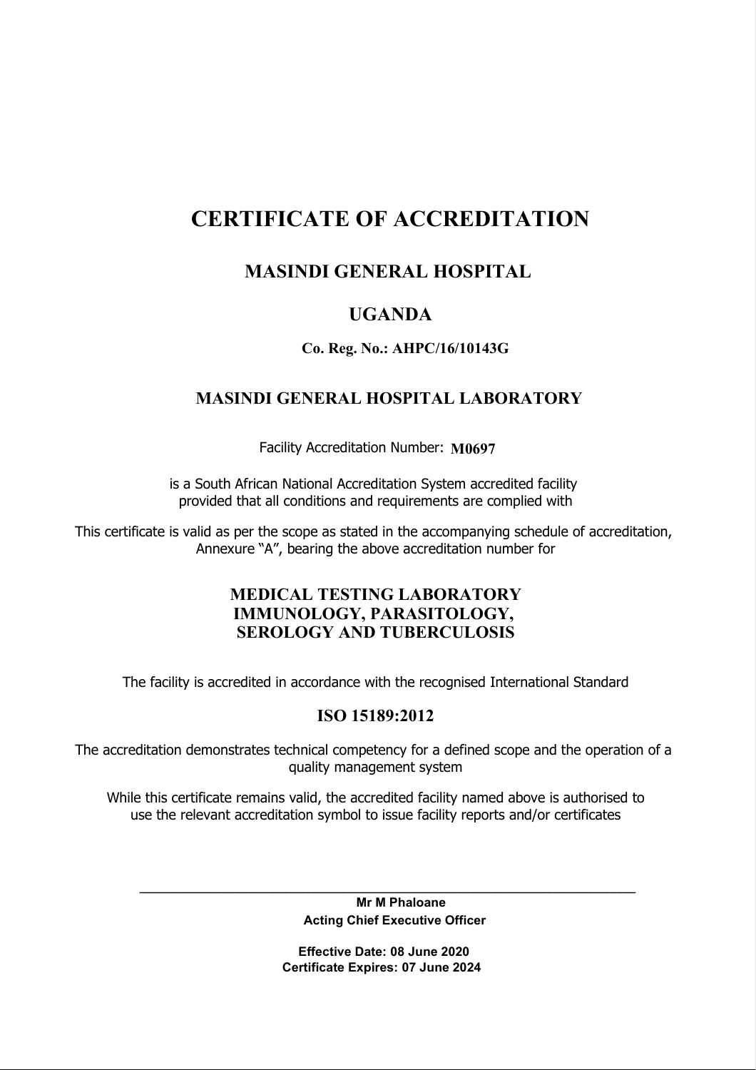# CERTIFICATE OF ACCREDITATION

## MASINDI GENERAL HOSPITAL

## UGANDA

**Co. Reg. No.: AHPC/16/10143G**

## MASINDI GENERAL HOSPITAL LABORATORY

Facility Accreditation Number: **M0697**

is a South African National Accreditation System accredited facility provided that all conditions and requirements are complied with

This certificate is valid as per the scope as stated in the accompanying schedule of accreditation, Annexure "A", bearing the above accreditation number for

**MEDICAL TESTING LABORATORY**
**IMMUNOLOGY, PARASITOLOGY,**
**SEROLOGY AND TUBERCULOSIS**

The facility is accredited in accordance with the recognised International Standard

**ISO 15189:2012**

The accreditation demonstrates technical competency for a defined scope and the operation of a quality management system

While this certificate remains valid, the accredited facility named above is authorised to use the relevant accreditation symbol to issue facility reports and/or certificates

**Mr M Phaloane**
**Acting Chief Executive Officer**

**Effective Date: 08 June 2020**
**Certificate Expires: 07 June 2024**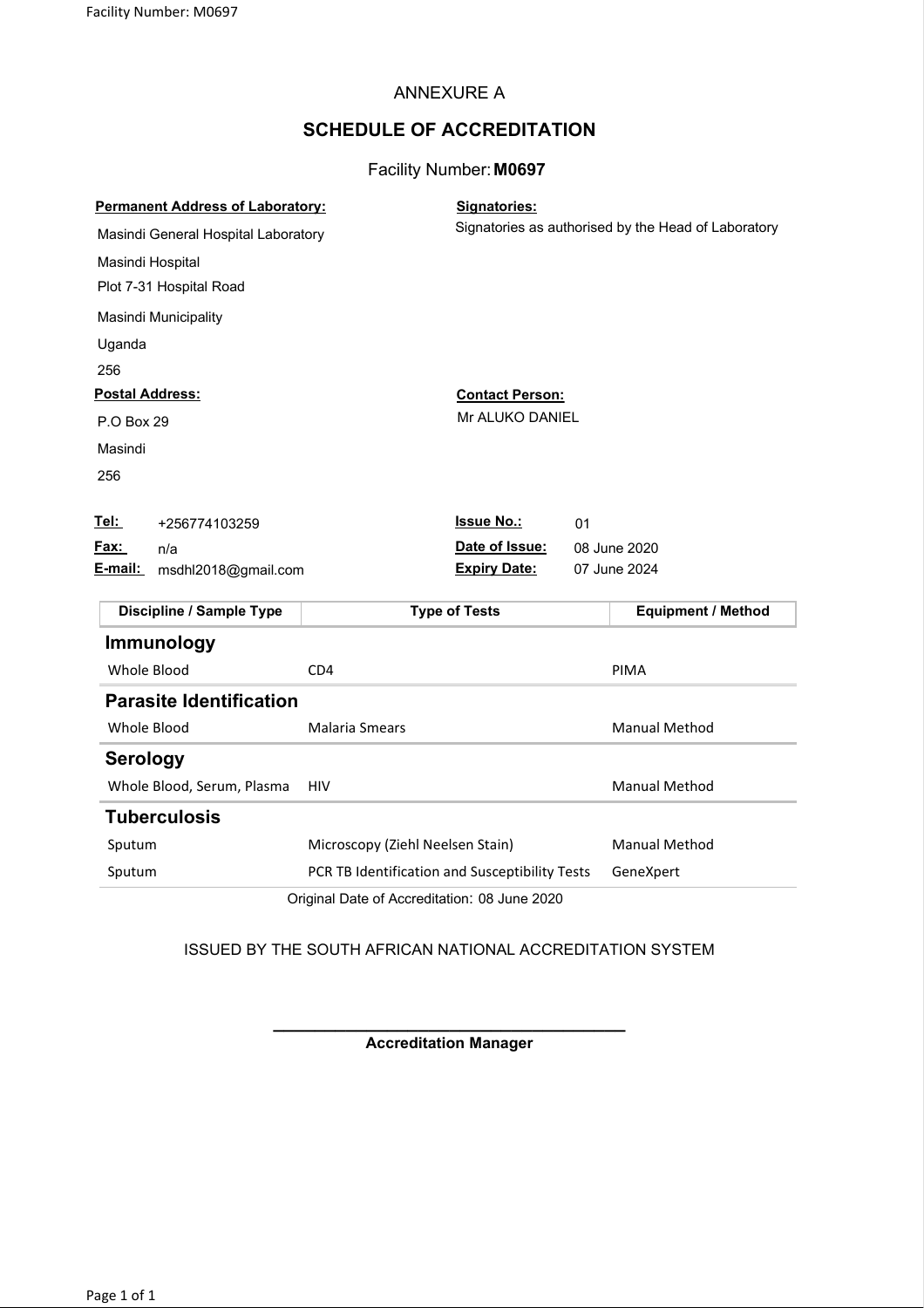ANNEXURE A

## SCHEDULE OF ACCREDITATION

Facility Number: **M0697**

**Permanent Address of Laboratory:**

Masindi General Hospital Laboratory

Masindi Hospital

Plot 7-31 Hospital Road

Masindi Municipality

Uganda

256

**Signatories:**

Signatories as authorised by the Head of Laboratory

**Postal Address:**

P.O Box 29

Masindi

256

**Contact Person:**

Mr ALUKO DANIEL

**Tel:** +256774103259

**Fax:** n/a

**E-mail:** msdhl2018@gmail.com

**Issue No.:** 01

**Date of Issue:** 08 June 2020

**Expiry Date:** 07 June 2024

| Discipline / Sample Type | Type of Tests | Equipment / Method |
|---|---|---|
| **Immunology** | | |
| Whole Blood | CD4 | PIMA |
| **Parasite Identification** | | |
| Whole Blood | Malaria Smears | Manual Method |
| **Serology** | | |
| Whole Blood, Serum, Plasma | HIV | Manual Method |
| **Tuberculosis** | | |
| Sputum | Microscopy (Ziehl Neelsen Stain) | Manual Method |
| Sputum | PCR TB Identification and Susceptibility Tests | GeneXpert |

Original Date of Accreditation: 08 June 2020

ISSUED BY THE SOUTH AFRICAN NATIONAL ACCREDITATION SYSTEM

**Accreditation Manager**